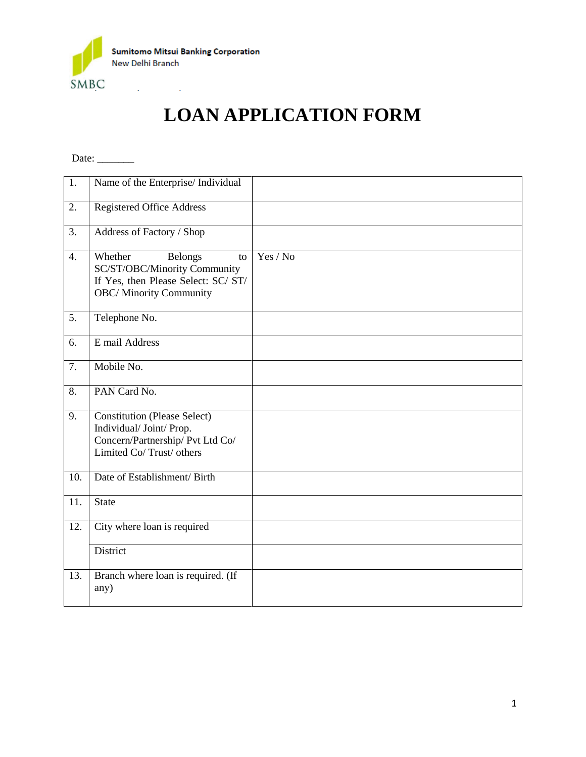Sumitomo Mitsui Banking Corporation
New Delhi Branch

SMBC

# LOAN APPLICATION FORM

Date: _______

| | | |
|---|---|---|
| 1. | Name of the Enterprise/ Individual | |
| 2. | Registered Office Address | |
| 3. | Address of Factory / Shop | |
| 4. | Whether Belongs to SC/ST/OBC/Minority Community If Yes, then Please Select: SC/ ST/ OBC/ Minority Community | Yes / No |
| 5. | Telephone No. | |
| 6. | E mail Address | |
| 7. | Mobile No. | |
| 8. | PAN Card No. | |
| 9. | Constitution (Please Select) Individual/ Joint/ Prop. Concern/Partnership/ Pvt Ltd Co/ Limited Co/ Trust/ others | |
| 10. | Date of Establishment/ Birth | |
| 11. | State | |
| 12. | City where loan is required | |
| | District | |
| 13. | Branch where loan is required. (If any) | |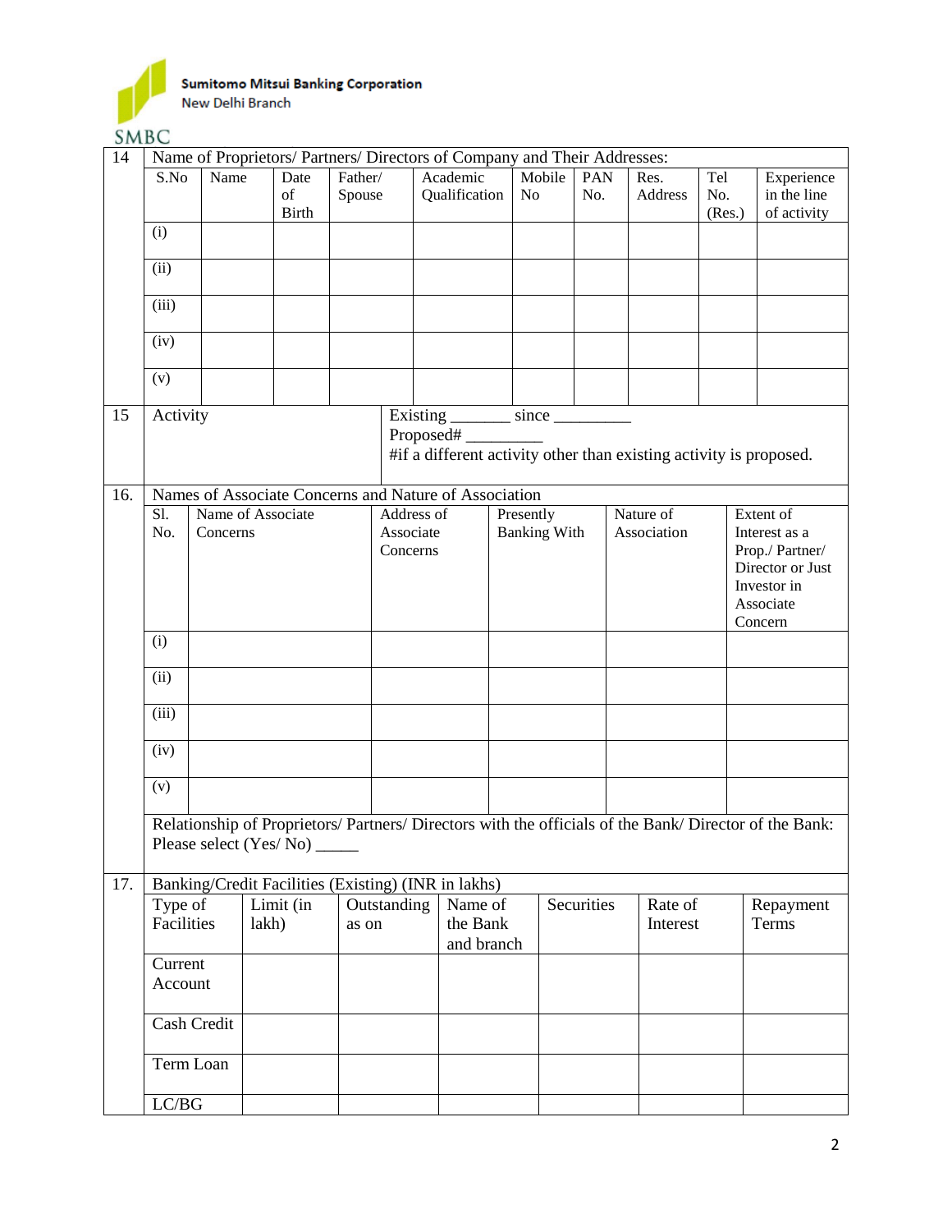Sumitomo Mitsui Banking Corporation
New Delhi Branch

SMBC

**14** Name of Proprietors/ Partners/ Directors of Company and Their Addresses:

| S.No | Name | Date of Birth | Father/ Spouse | Academic Qualification | Mobile No | PAN No. | Res. Address | Tel No. (Res.) | Experience in the line of activity |
|---|---|---|---|---|---|---|---|---|---|
| (i) | | | | | | | | | |
| (ii) | | | | | | | | | |
| (iii) | | | | | | | | | |
| (iv) | | | | | | | | | |
| (v) | | | | | | | | | |

**15** Activity

Existing _______ since _________
Proposed# _________
#if a different activity other than existing activity is proposed.

**16.** Names of Associate Concerns and Nature of Association

| Sl. No. | Name of Associate Concerns | Address of Associate Concerns | Presently Banking With | Nature of Association | Extent of Interest as a Prop./ Partner/ Director or Just Investor in Associate Concern |
|---|---|---|---|---|---|
| (i) | | | | | |
| (ii) | | | | | |
| (iii) | | | | | |
| (iv) | | | | | |
| (v) | | | | | |

Relationship of Proprietors/ Partners/ Directors with the officials of the Bank/ Director of the Bank: Please select (Yes/ No) _____

**17.** Banking/Credit Facilities (Existing) (INR in lakhs)

| Type of Facilities | Limit (in lakh) | Outstanding as on | Name of the Bank and branch | Securities | Rate of Interest | Repayment Terms |
|---|---|---|---|---|---|---|
| Current Account | | | | | | |
| Cash Credit | | | | | | |
| Term Loan | | | | | | |
| LC/BG | | | | | | |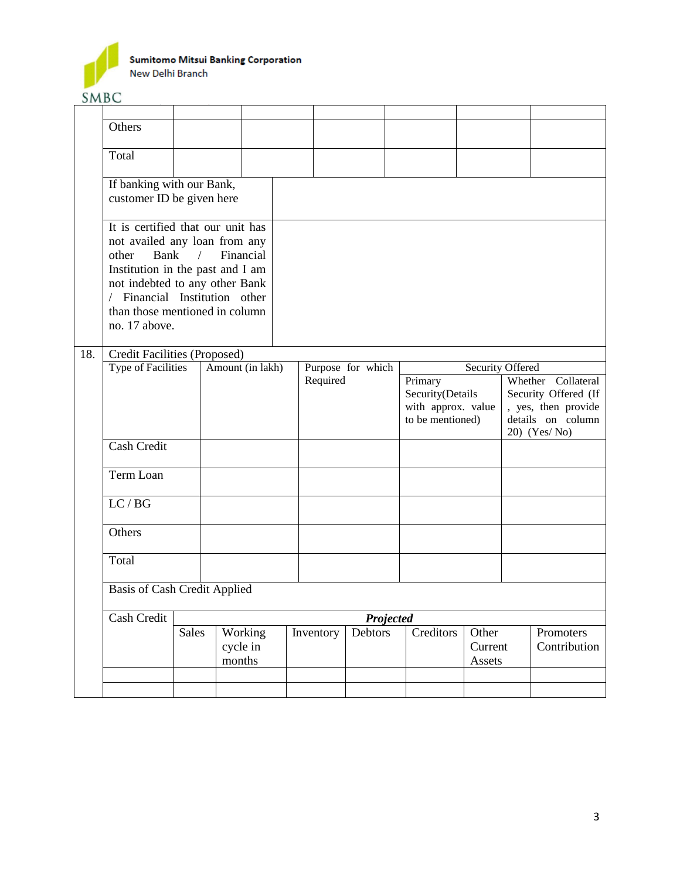| | | | | | | |
|---|---|---|---|---|---|---|
| Others | | | | | | |
| Total | | | | | | |

| | |
|---|---|
| If banking with our Bank, customer ID be given here | |
| It is certified that our unit has not availed any loan from any other Bank / Financial Institution in the past and I am not indebted to any other Bank / Financial Institution other than those mentioned in column no. 17 above. | |

18. Credit Facilities (Proposed)

| Type of Facilities | Amount (in lakh) | Purpose for which Required | Security Offered | |
|---|---|---|---|---|
| | | | Primary Security(Details with approx. value to be mentioned) | Whether Collateral Security Offered (If , yes, then provide details on column 20) (Yes/ No) |
| Cash Credit | | | | |
| Term Loan | | | | |
| LC / BG | | | | |
| Others | | | | |
| Total | | | | |

Basis of Cash Credit Applied

| Cash Credit | ***Projected*** | | | | | | |
|---|---|---|---|---|---|---|---|
| | Sales | Working cycle in months | Inventory | Debtors | Creditors | Other Current Assets | Promoters Contribution |
| | | | | | | | |
| | | | | | | | |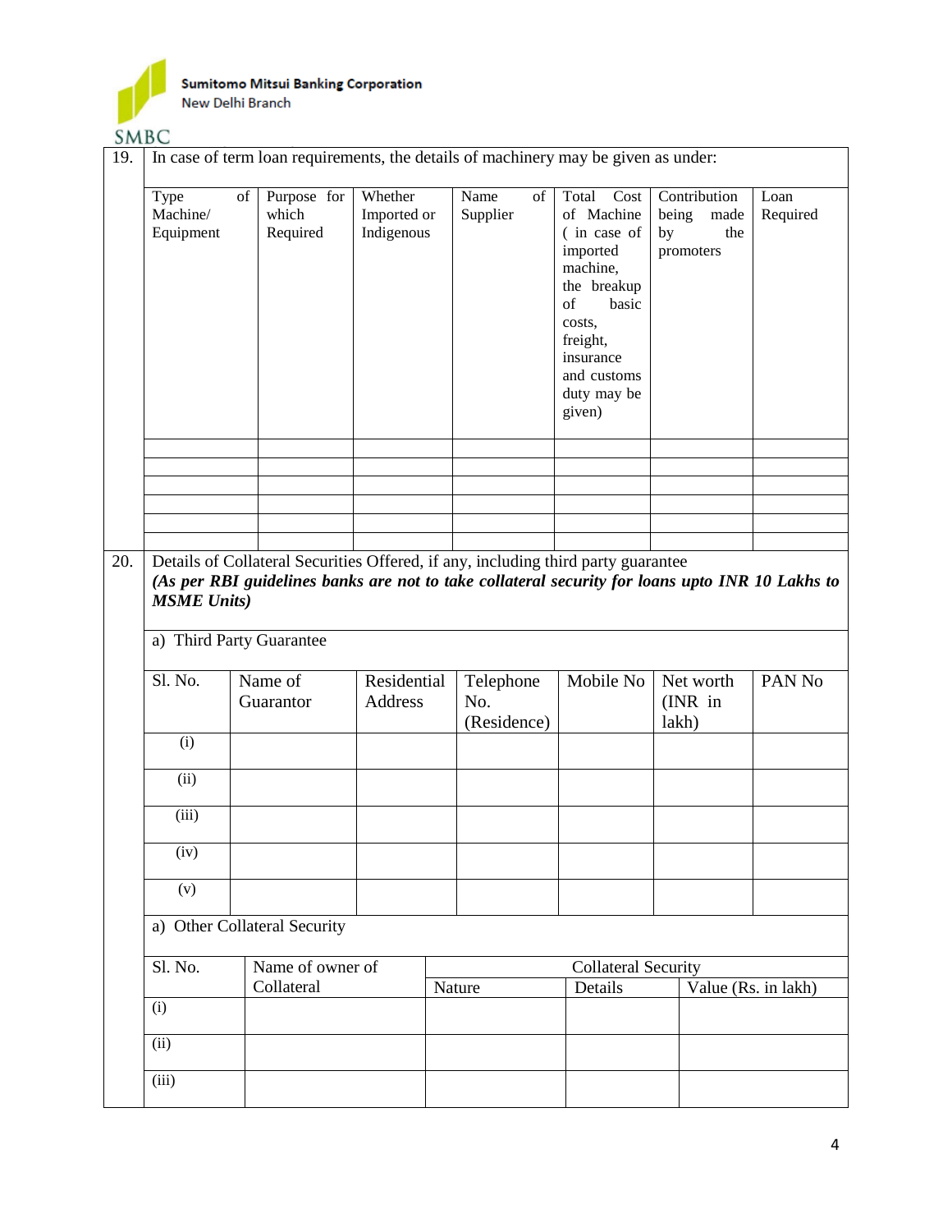Sumitomo Mitsui Banking Corporation
New Delhi Branch

19. In case of term loan requirements, the details of machinery may be given as under:

| Type of Machine/ Equipment | Purpose for which Required | Whether Imported or Indigenous | Name of Supplier | Total Cost of Machine ( in case of imported machine, the breakup of basic costs, freight, insurance and customs duty may be given) | Contribution being made by the promoters | Loan Required |
|---|---|---|---|---|---|---|
| | | | | | | |
| | | | | | | |
| | | | | | | |
| | | | | | | |
| | | | | | | |
| | | | | | | |

20. Details of Collateral Securities Offered, if any, including third party guarantee
***(As per RBI guidelines banks are not to take collateral security for loans upto INR 10 Lakhs to MSME Units)***

a) Third Party Guarantee

| Sl. No. | Name of Guarantor | Residential Address | Telephone No. (Residence) | Mobile No | Net worth (INR in lakh) | PAN No |
|---|---|---|---|---|---|---|
| (i) | | | | | | |
| (ii) | | | | | | |
| (iii) | | | | | | |
| (iv) | | | | | | |
| (v) | | | | | | |

a) Other Collateral Security

| Sl. No. | Name of owner of Collateral | Collateral Security | | |
|---|---|---|---|---|
| | | Nature | Details | Value (Rs. in lakh) |
| (i) | | | | |
| (ii) | | | | |
| (iii) | | | | |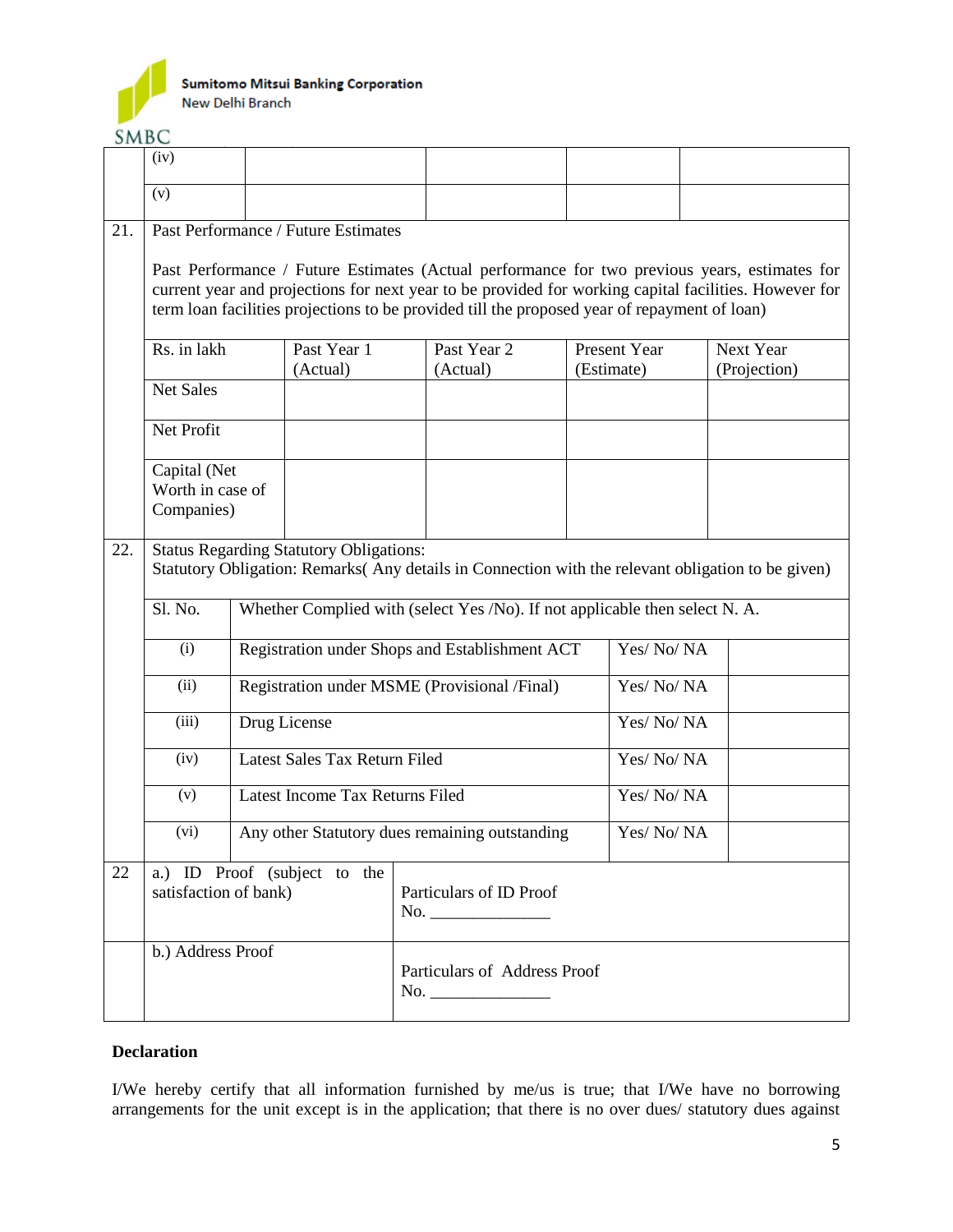| | | | | | |
|---|---|---|---|---|---|
| | (iv) | | | | |
| | (v) | | | | |

| | | | | | |
|---|---|---|---|---|---|
| 21. | Past Performance / Future Estimates | | | | |
| | Past Performance / Future Estimates (Actual performance for two previous years, estimates for current year and projections for next year to be provided for working capital facilities. However for term loan facilities projections to be provided till the proposed year of repayment of loan) | | | | |
| | Rs. in lakh | Past Year 1 (Actual) | Past Year 2 (Actual) | Present Year (Estimate) | Next Year (Projection) |
| | Net Sales | | | | |
| | Net Profit | | | | |
| | Capital (Net Worth in case of Companies) | | | | |

| | | | | |
|---|---|---|---|---|
| 22. | Status Regarding Statutory Obligations: Statutory Obligation: Remarks( Any details in Connection with the relevant obligation to be given) | | | |
| | Sl. No. | Whether Complied with (select Yes /No). If not applicable then select N. A. | | |
| | (i) | Registration under Shops and Establishment ACT | Yes/ No/ NA | |
| | (ii) | Registration under MSME (Provisional /Final) | Yes/ No/ NA | |
| | (iii) | Drug License | Yes/ No/ NA | |
| | (iv) | Latest Sales Tax Return Filed | Yes/ No/ NA | |
| | (v) | Latest Income Tax Returns Filed | Yes/ No/ NA | |
| | (vi) | Any other Statutory dues remaining outstanding | Yes/ No/ NA | |

| | | |
|---|---|---|
| 22 | a.) ID Proof (subject to the satisfaction of bank) | Particulars of ID Proof No. ______________ |
| | b.) Address Proof | Particulars of Address Proof No. ______________ |

**Declaration**

I/We hereby certify that all information furnished by me/us is true; that I/We have no borrowing arrangements for the unit except is in the application; that there is no over dues/ statutory dues against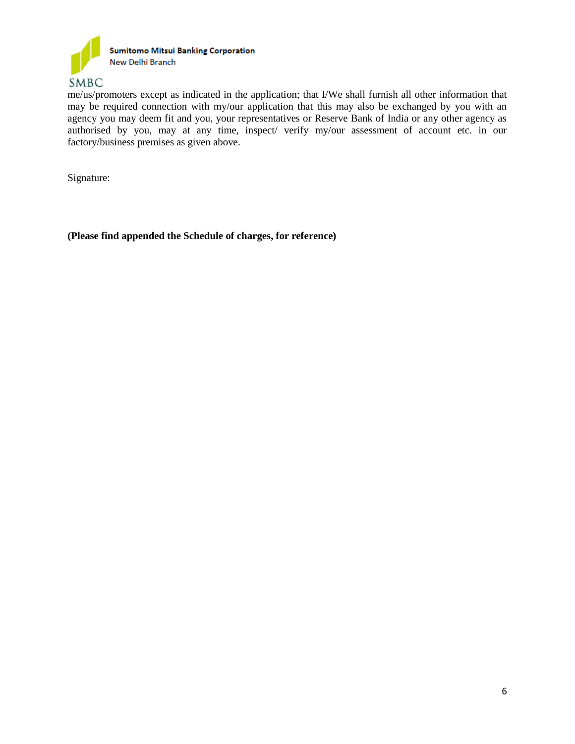me/us/promoters except as indicated in the application; that I/We shall furnish all other information that may be required connection with my/our application that this may also be exchanged by you with an agency you may deem fit and you, your representatives or Reserve Bank of India or any other agency as authorised by you, may at any time, inspect/ verify my/our assessment of account etc. in our factory/business premises as given above.

Signature:

**(Please find appended the Schedule of charges, for reference)**